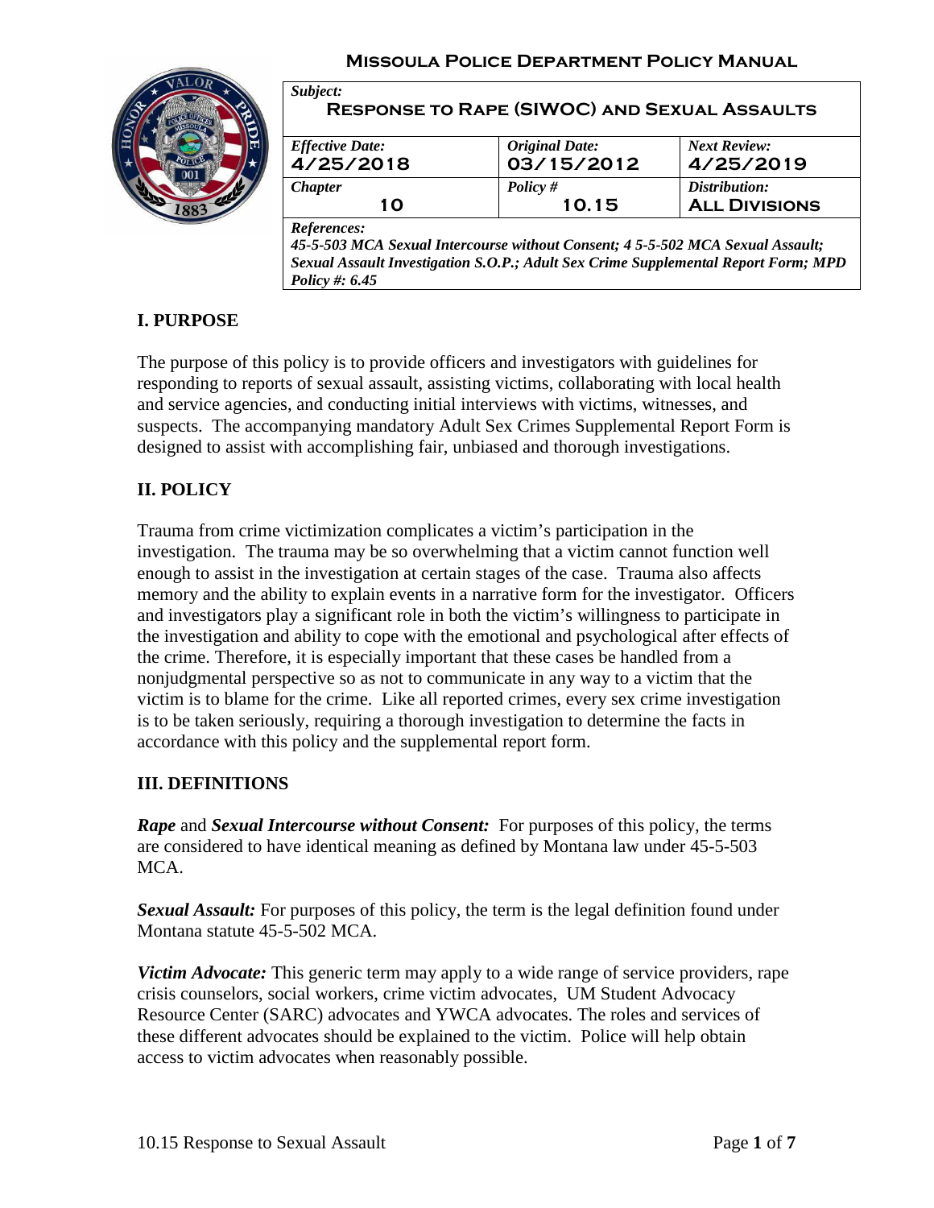**Missoula Police Department Policy Manual**

| *Subject:* **Response to Rape (SIWOC) and Sexual Assaults** | | |
|---|---|---|
| *Effective Date:* **4/25/2018** | *Original Date:* **03/15/2012** | *Next Review:* **4/25/2019** |
| *Chapter* **10** | *Policy #* **10.15** | *Distribution:* **All Divisions** |
| *References:* ***45-5-503 MCA Sexual Intercourse without Consent; 4 5-5-502 MCA Sexual Assault; Sexual Assault Investigation S.O.P.; Adult Sex Crime Supplemental Report Form; MPD Policy #: 6.45*** | | |

## I. PURPOSE

The purpose of this policy is to provide officers and investigators with guidelines for responding to reports of sexual assault, assisting victims, collaborating with local health and service agencies, and conducting initial interviews with victims, witnesses, and suspects. The accompanying mandatory Adult Sex Crimes Supplemental Report Form is designed to assist with accomplishing fair, unbiased and thorough investigations.

## II. POLICY

Trauma from crime victimization complicates a victim's participation in the investigation. The trauma may be so overwhelming that a victim cannot function well enough to assist in the investigation at certain stages of the case. Trauma also affects memory and the ability to explain events in a narrative form for the investigator. Officers and investigators play a significant role in both the victim's willingness to participate in the investigation and ability to cope with the emotional and psychological after effects of the crime. Therefore, it is especially important that these cases be handled from a nonjudgmental perspective so as not to communicate in any way to a victim that the victim is to blame for the crime. Like all reported crimes, every sex crime investigation is to be taken seriously, requiring a thorough investigation to determine the facts in accordance with this policy and the supplemental report form.

## III. DEFINITIONS

***Rape*** and ***Sexual Intercourse without Consent:*** For purposes of this policy, the terms are considered to have identical meaning as defined by Montana law under 45-5-503 MCA.

***Sexual Assault:*** For purposes of this policy, the term is the legal definition found under Montana statute 45-5-502 MCA.

***Victim Advocate:*** This generic term may apply to a wide range of service providers, rape crisis counselors, social workers, crime victim advocates, UM Student Advocacy Resource Center (SARC) advocates and YWCA advocates. The roles and services of these different advocates should be explained to the victim. Police will help obtain access to victim advocates when reasonably possible.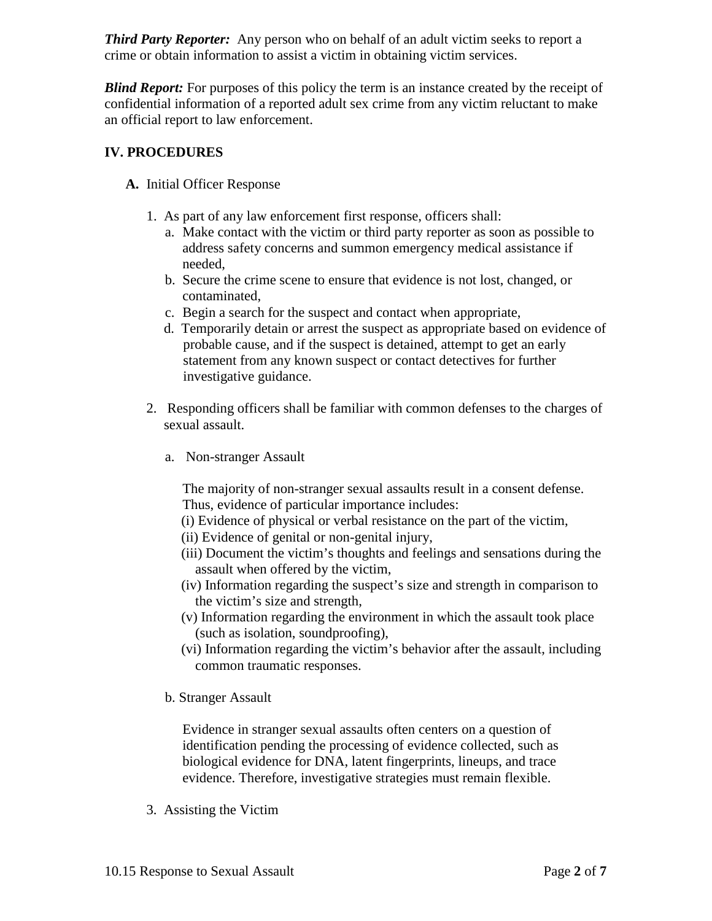***Third Party Reporter:*** Any person who on behalf of an adult victim seeks to report a crime or obtain information to assist a victim in obtaining victim services.

***Blind Report:*** For purposes of this policy the term is an instance created by the receipt of confidential information of a reported adult sex crime from any victim reluctant to make an official report to law enforcement.

## IV. PROCEDURES

**A.** Initial Officer Response

1. As part of any law enforcement first response, officers shall:
   a. Make contact with the victim or third party reporter as soon as possible to address safety concerns and summon emergency medical assistance if needed,
   b. Secure the crime scene to ensure that evidence is not lost, changed, or contaminated,
   c. Begin a search for the suspect and contact when appropriate,
   d. Temporarily detain or arrest the suspect as appropriate based on evidence of probable cause, and if the suspect is detained, attempt to get an early statement from any known suspect or contact detectives for further investigative guidance.

2. Responding officers shall be familiar with common defenses to the charges of sexual assault.

   a. Non-stranger Assault

   The majority of non-stranger sexual assaults result in a consent defense. Thus, evidence of particular importance includes:
   (i) Evidence of physical or verbal resistance on the part of the victim,
   (ii) Evidence of genital or non-genital injury,
   (iii) Document the victim's thoughts and feelings and sensations during the assault when offered by the victim,
   (iv) Information regarding the suspect's size and strength in comparison to the victim's size and strength,
   (v) Information regarding the environment in which the assault took place (such as isolation, soundproofing),
   (vi) Information regarding the victim's behavior after the assault, including common traumatic responses.

   b. Stranger Assault

   Evidence in stranger sexual assaults often centers on a question of identification pending the processing of evidence collected, such as biological evidence for DNA, latent fingerprints, lineups, and trace evidence. Therefore, investigative strategies must remain flexible.

3. Assisting the Victim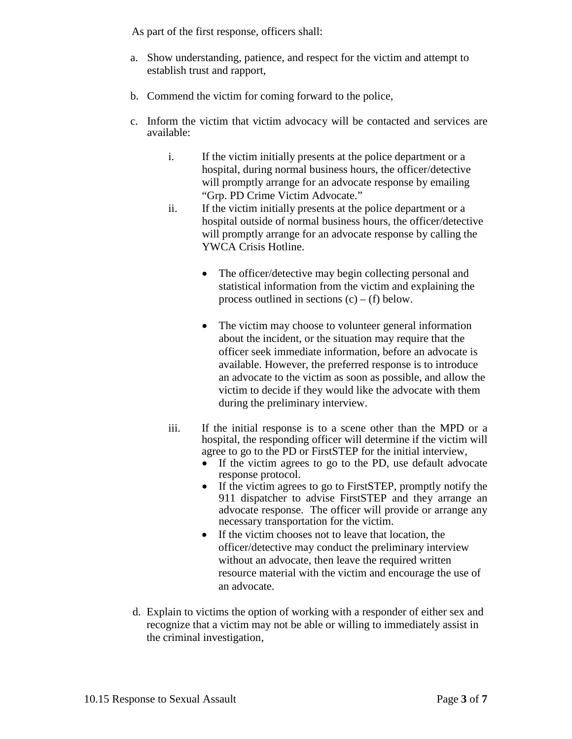As part of the first response, officers shall:

a. Show understanding, patience, and respect for the victim and attempt to establish trust and rapport,

b. Commend the victim for coming forward to the police,

c. Inform the victim that victim advocacy will be contacted and services are available:

    i. If the victim initially presents at the police department or a hospital, during normal business hours, the officer/detective will promptly arrange for an advocate response by emailing "Grp. PD Crime Victim Advocate."

    ii. If the victim initially presents at the police department or a hospital outside of normal business hours, the officer/detective will promptly arrange for an advocate response by calling the YWCA Crisis Hotline.

        - The officer/detective may begin collecting personal and statistical information from the victim and explaining the process outlined in sections (c) – (f) below.

        - The victim may choose to volunteer general information about the incident, or the situation may require that the officer seek immediate information, before an advocate is available. However, the preferred response is to introduce an advocate to the victim as soon as possible, and allow the victim to decide if they would like the advocate with them during the preliminary interview.

    iii. If the initial response is to a scene other than the MPD or a hospital, the responding officer will determine if the victim will agree to go to the PD or FirstSTEP for the initial interview,

        - If the victim agrees to go to the PD, use default advocate response protocol.
        - If the victim agrees to go to FirstSTEP, promptly notify the 911 dispatcher to advise FirstSTEP and they arrange an advocate response. The officer will provide or arrange any necessary transportation for the victim.
        - If the victim chooses not to leave that location, the officer/detective may conduct the preliminary interview without an advocate, then leave the required written resource material with the victim and encourage the use of an advocate.

d. Explain to victims the option of working with a responder of either sex and recognize that a victim may not be able or willing to immediately assist in the criminal investigation,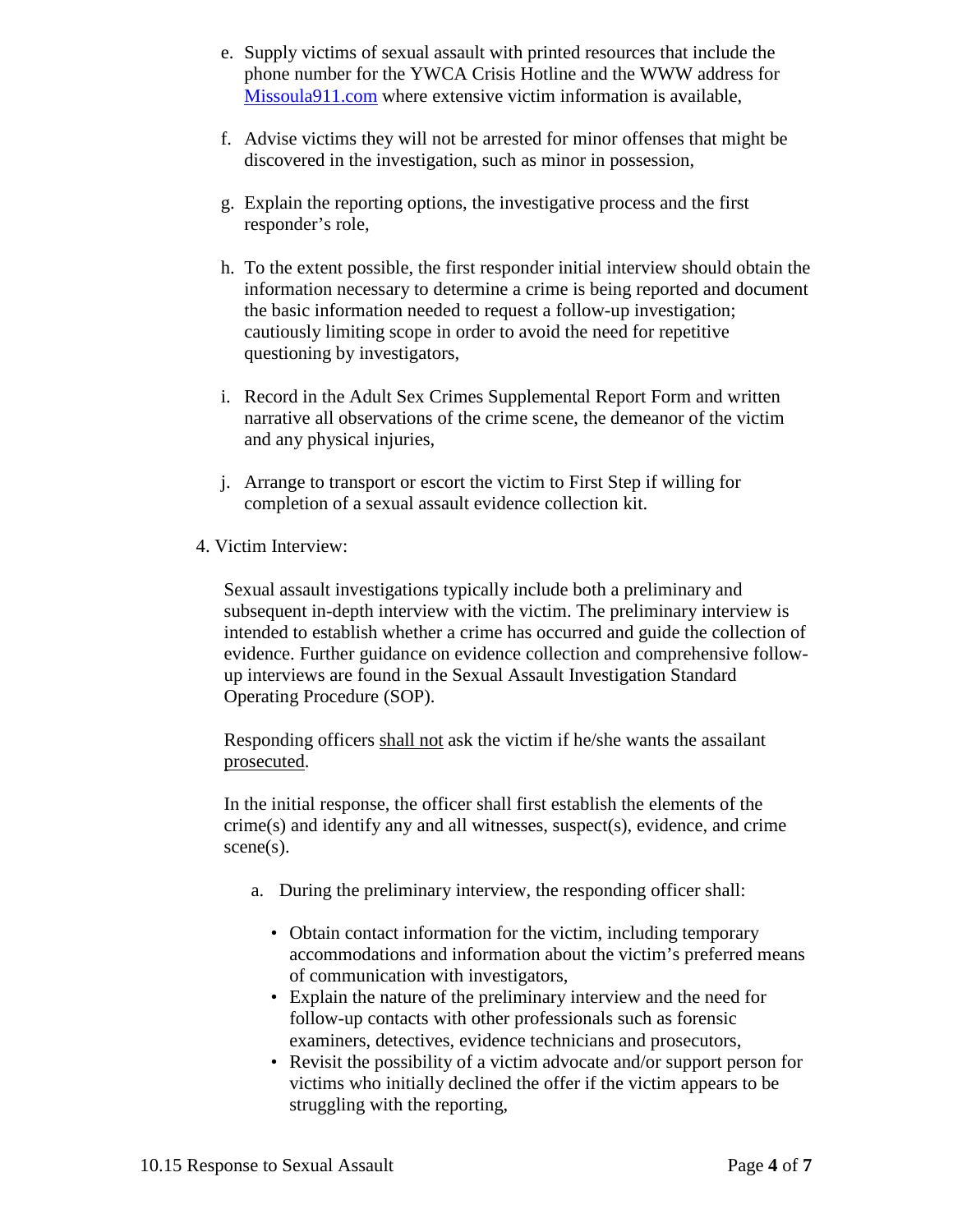e. Supply victims of sexual assault with printed resources that include the phone number for the YWCA Crisis Hotline and the WWW address for [Missoula911.com](Missoula911.com) where extensive victim information is available,

f. Advise victims they will not be arrested for minor offenses that might be discovered in the investigation, such as minor in possession,

g. Explain the reporting options, the investigative process and the first responder's role,

h. To the extent possible, the first responder initial interview should obtain the information necessary to determine a crime is being reported and document the basic information needed to request a follow-up investigation; cautiously limiting scope in order to avoid the need for repetitive questioning by investigators,

i. Record in the Adult Sex Crimes Supplemental Report Form and written narrative all observations of the crime scene, the demeanor of the victim and any physical injuries,

j. Arrange to transport or escort the victim to First Step if willing for completion of a sexual assault evidence collection kit.

4. Victim Interview:

Sexual assault investigations typically include both a preliminary and subsequent in-depth interview with the victim. The preliminary interview is intended to establish whether a crime has occurred and guide the collection of evidence. Further guidance on evidence collection and comprehensive follow-up interviews are found in the Sexual Assault Investigation Standard Operating Procedure (SOP).

Responding officers <u>shall not</u> ask the victim if he/she wants the assailant <u>prosecuted</u>.

In the initial response, the officer shall first establish the elements of the crime(s) and identify any and all witnesses, suspect(s), evidence, and crime scene(s).

a. During the preliminary interview, the responding officer shall:

- Obtain contact information for the victim, including temporary accommodations and information about the victim's preferred means of communication with investigators,
- Explain the nature of the preliminary interview and the need for follow-up contacts with other professionals such as forensic examiners, detectives, evidence technicians and prosecutors,
- Revisit the possibility of a victim advocate and/or support person for victims who initially declined the offer if the victim appears to be struggling with the reporting,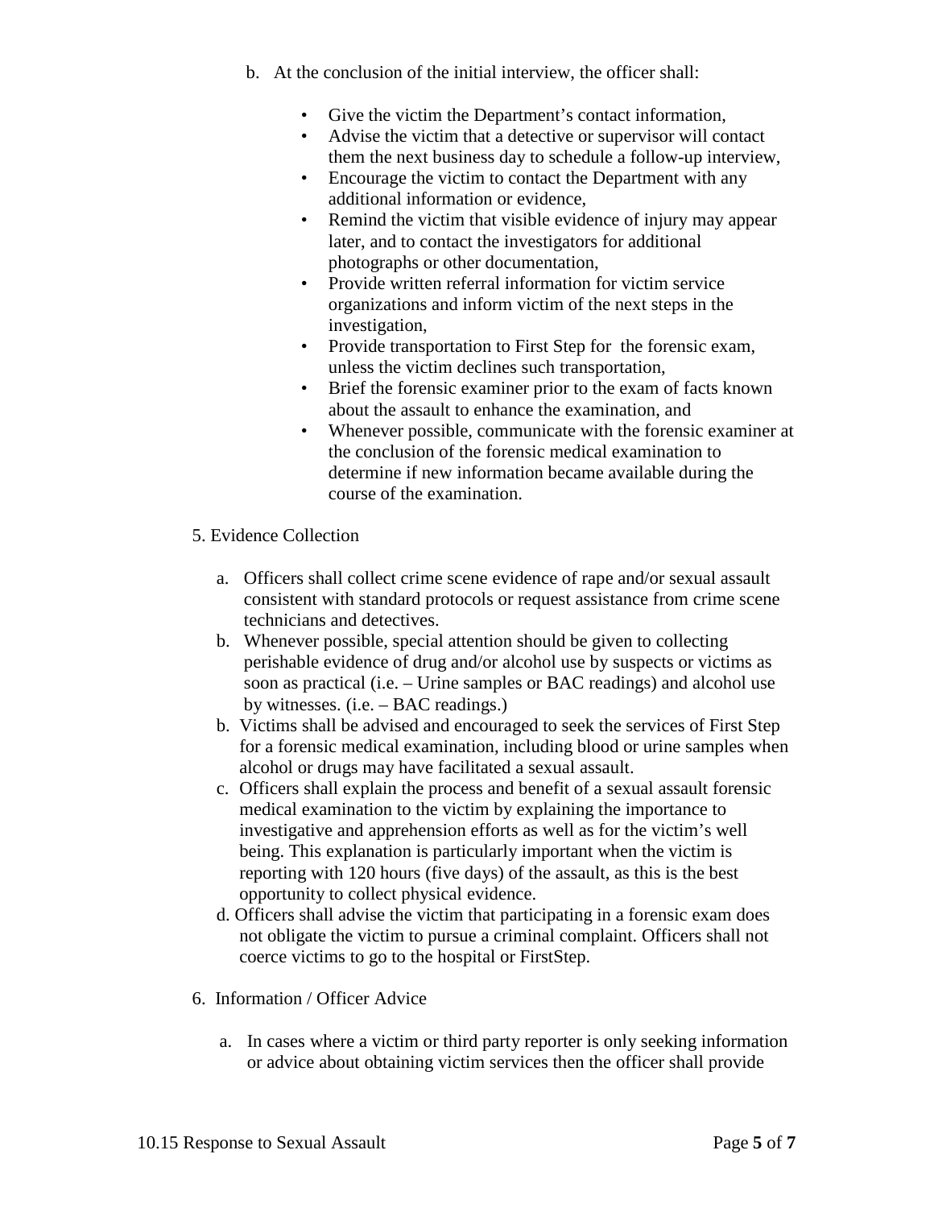b. At the conclusion of the initial interview, the officer shall:

- Give the victim the Department's contact information,
- Advise the victim that a detective or supervisor will contact them the next business day to schedule a follow-up interview,
- Encourage the victim to contact the Department with any additional information or evidence,
- Remind the victim that visible evidence of injury may appear later, and to contact the investigators for additional photographs or other documentation,
- Provide written referral information for victim service organizations and inform victim of the next steps in the investigation,
- Provide transportation to First Step for the forensic exam, unless the victim declines such transportation,
- Brief the forensic examiner prior to the exam of facts known about the assault to enhance the examination, and
- Whenever possible, communicate with the forensic examiner at the conclusion of the forensic medical examination to determine if new information became available during the course of the examination.

5. Evidence Collection

a. Officers shall collect crime scene evidence of rape and/or sexual assault consistent with standard protocols or request assistance from crime scene technicians and detectives.

b. Whenever possible, special attention should be given to collecting perishable evidence of drug and/or alcohol use by suspects or victims as soon as practical (i.e. – Urine samples or BAC readings) and alcohol use by witnesses. (i.e. – BAC readings.)

b. Victims shall be advised and encouraged to seek the services of First Step for a forensic medical examination, including blood or urine samples when alcohol or drugs may have facilitated a sexual assault.

c. Officers shall explain the process and benefit of a sexual assault forensic medical examination to the victim by explaining the importance to investigative and apprehension efforts as well as for the victim's well being. This explanation is particularly important when the victim is reporting with 120 hours (five days) of the assault, as this is the best opportunity to collect physical evidence.

d. Officers shall advise the victim that participating in a forensic exam does not obligate the victim to pursue a criminal complaint. Officers shall not coerce victims to go to the hospital or FirstStep.

6. Information / Officer Advice

a. In cases where a victim or third party reporter is only seeking information or advice about obtaining victim services then the officer shall provide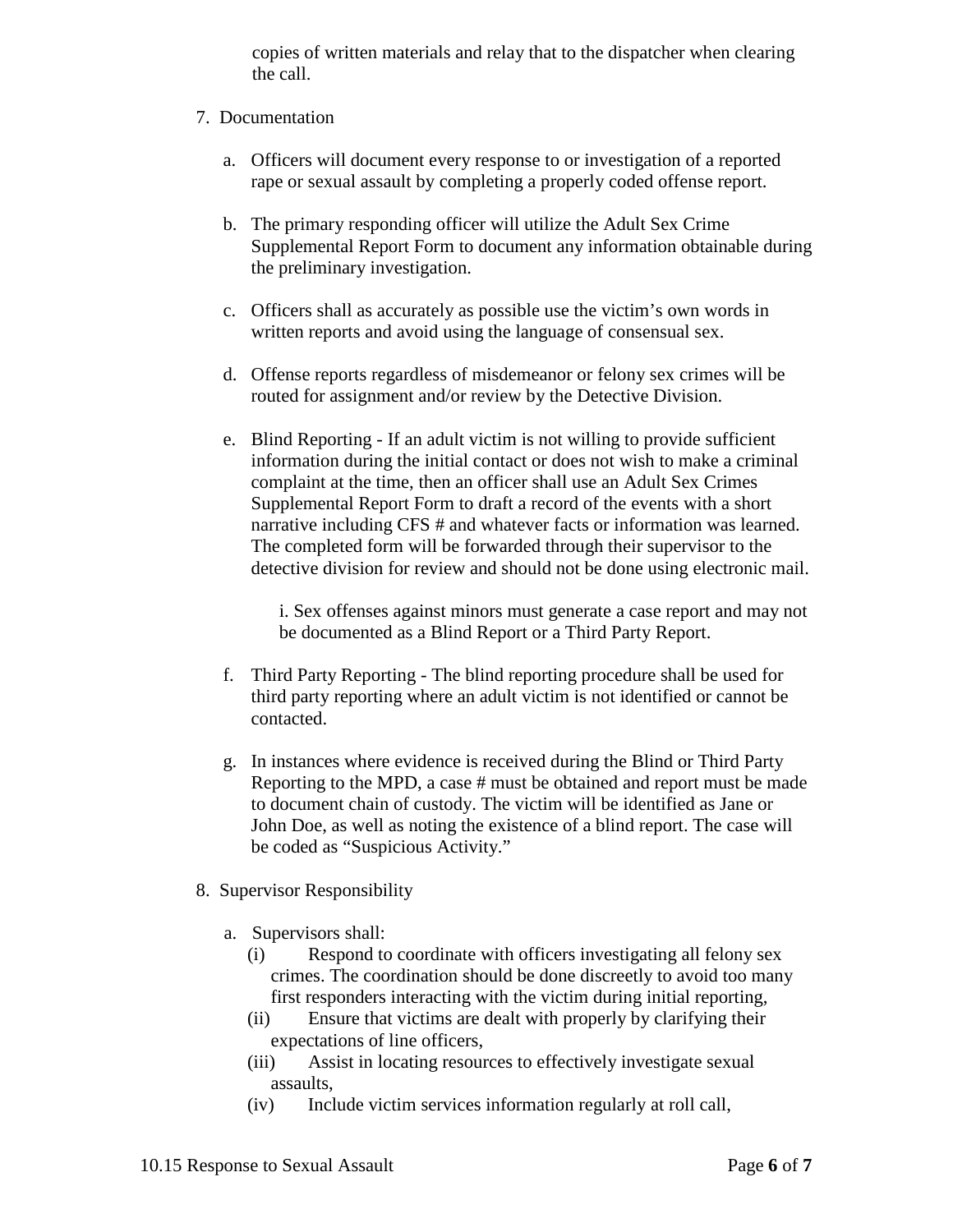copies of written materials and relay that to the dispatcher when clearing the call.

7. Documentation

   a. Officers will document every response to or investigation of a reported rape or sexual assault by completing a properly coded offense report.

   b. The primary responding officer will utilize the Adult Sex Crime Supplemental Report Form to document any information obtainable during the preliminary investigation.

   c. Officers shall as accurately as possible use the victim's own words in written reports and avoid using the language of consensual sex.

   d. Offense reports regardless of misdemeanor or felony sex crimes will be routed for assignment and/or review by the Detective Division.

   e. Blind Reporting - If an adult victim is not willing to provide sufficient information during the initial contact or does not wish to make a criminal complaint at the time, then an officer shall use an Adult Sex Crimes Supplemental Report Form to draft a record of the events with a short narrative including CFS # and whatever facts or information was learned. The completed form will be forwarded through their supervisor to the detective division for review and should not be done using electronic mail.

      i. Sex offenses against minors must generate a case report and may not be documented as a Blind Report or a Third Party Report.

   f. Third Party Reporting - The blind reporting procedure shall be used for third party reporting where an adult victim is not identified or cannot be contacted.

   g. In instances where evidence is received during the Blind or Third Party Reporting to the MPD, a case # must be obtained and report must be made to document chain of custody. The victim will be identified as Jane or John Doe, as well as noting the existence of a blind report. The case will be coded as "Suspicious Activity."

8. Supervisor Responsibility

   a. Supervisors shall:
      (i) Respond to coordinate with officers investigating all felony sex crimes. The coordination should be done discreetly to avoid too many first responders interacting with the victim during initial reporting,
      (ii) Ensure that victims are dealt with properly by clarifying their expectations of line officers,
      (iii) Assist in locating resources to effectively investigate sexual assaults,
      (iv) Include victim services information regularly at roll call,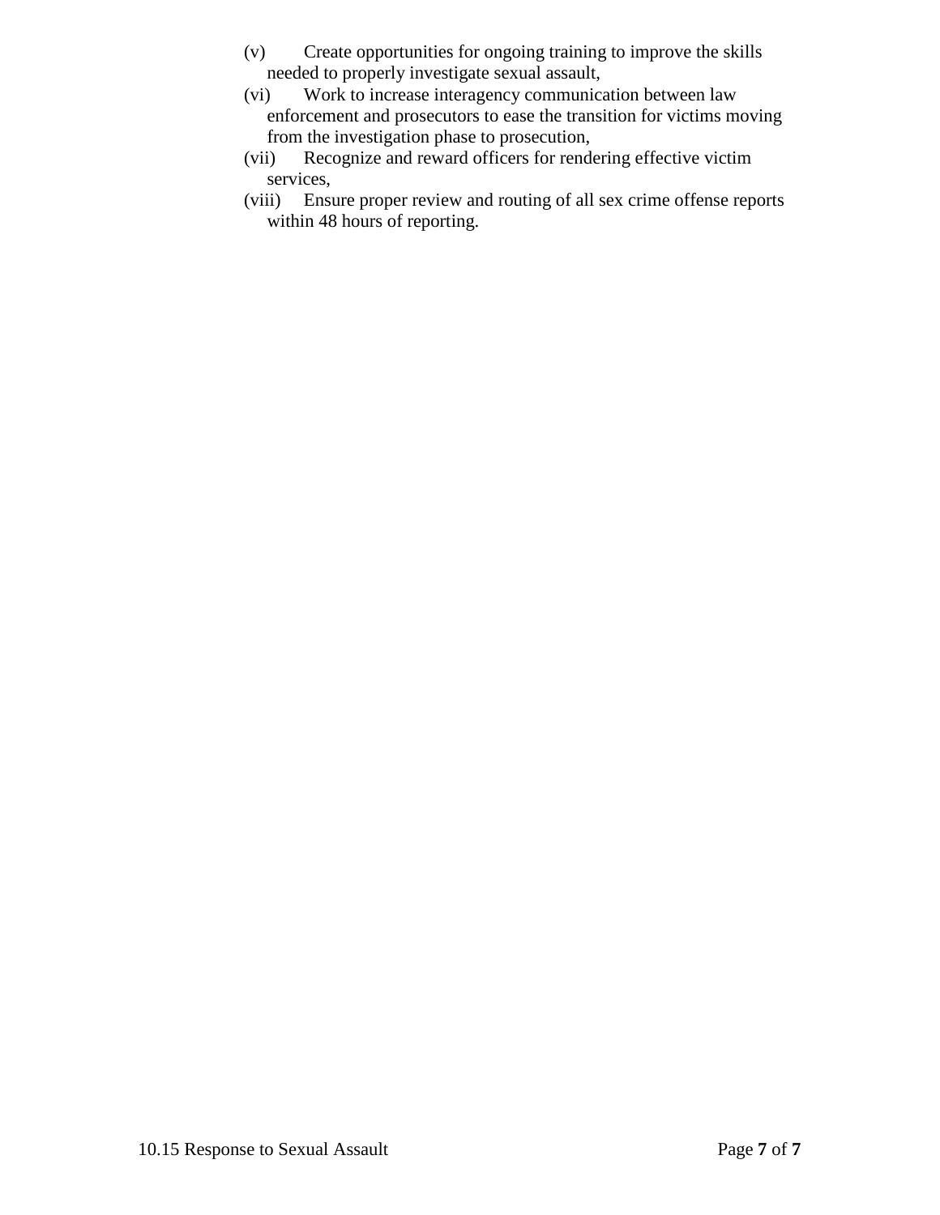(v) Create opportunities for ongoing training to improve the skills needed to properly investigate sexual assault,

(vi) Work to increase interagency communication between law enforcement and prosecutors to ease the transition for victims moving from the investigation phase to prosecution,

(vii) Recognize and reward officers for rendering effective victim services,

(viii) Ensure proper review and routing of all sex crime offense reports within 48 hours of reporting.